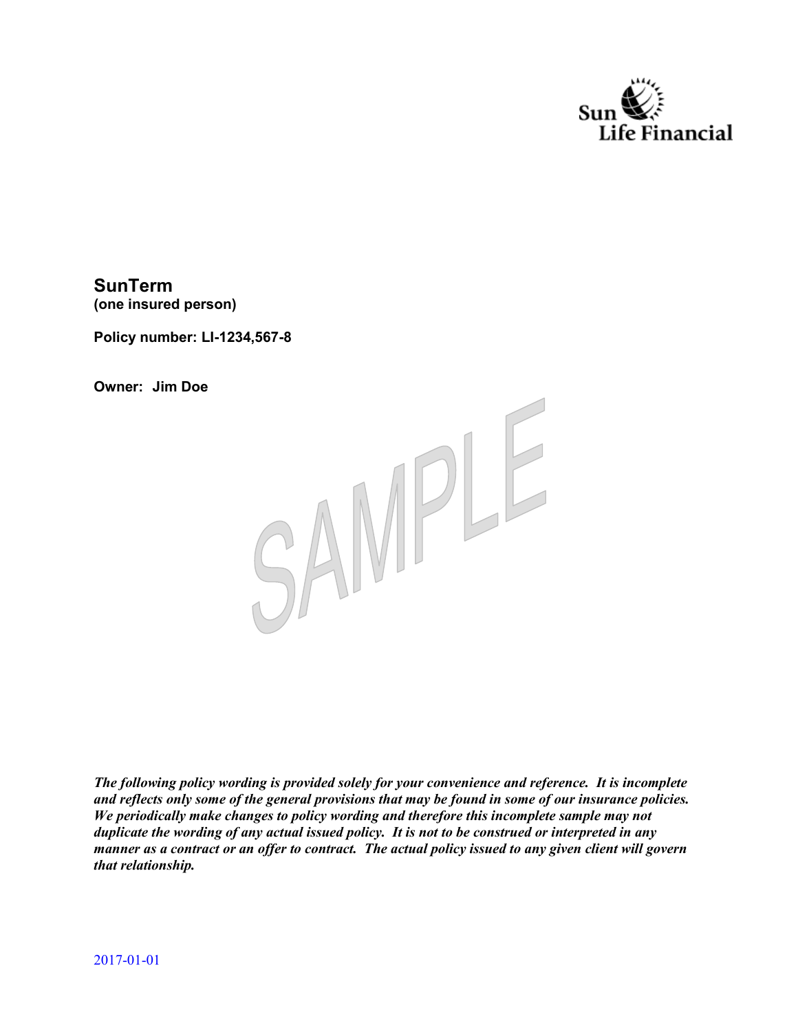Sun Life Financial

**SunTerm**
**(one insured person)**

**Policy number: LI-1234,567-8**

**Owner: Jim Doe**

SAMPLE

***The following policy wording is provided solely for your convenience and reference. It is incomplete and reflects only some of the general provisions that may be found in some of our insurance policies. We periodically make changes to policy wording and therefore this incomplete sample may not duplicate the wording of any actual issued policy. It is not to be construed or interpreted in any manner as a contract or an offer to contract. The actual policy issued to any given client will govern that relationship.***

2017-01-01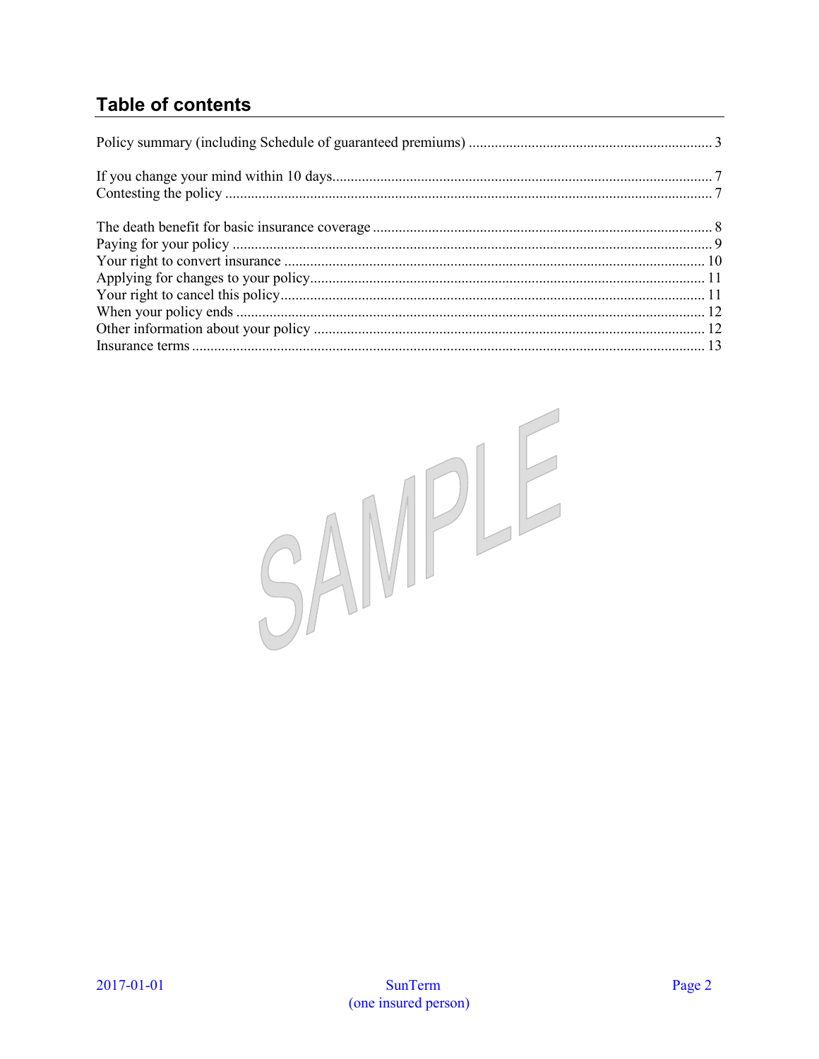## Table of contents

Policy summary (including Schedule of guaranteed premiums) ........ 3

If you change your mind within 10 days........ 7
Contesting the policy ........ 7

The death benefit for basic insurance coverage ........ 8
Paying for your policy ........ 9
Your right to convert insurance ........ 10
Applying for changes to your policy........ 11
Your right to cancel this policy........ 11
When your policy ends ........ 12
Other information about your policy ........ 12
Insurance terms ........ 13

SAMPLE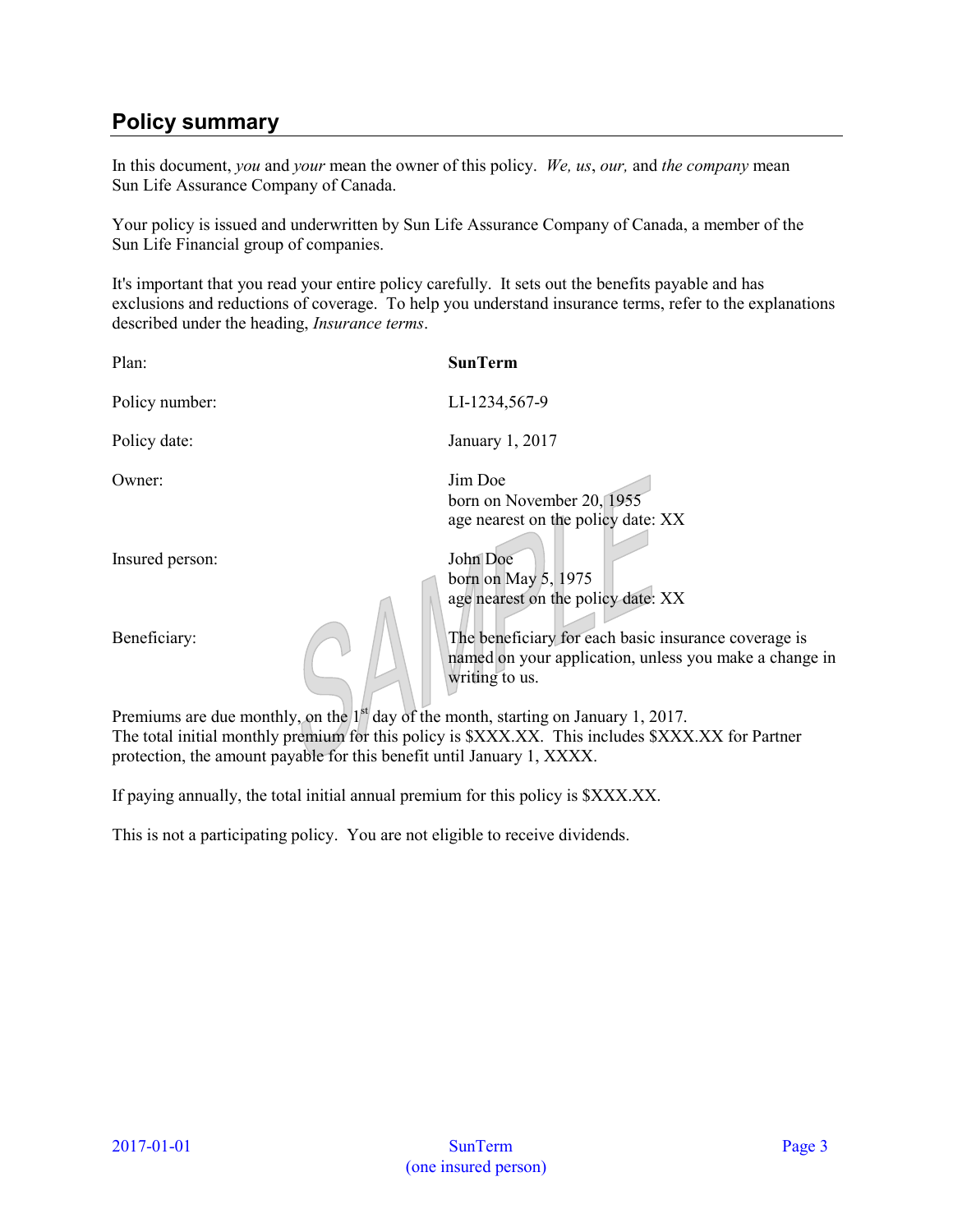## Policy summary

In this document, *you* and *your* mean the owner of this policy. *We, us*, *our,* and *the company* mean Sun Life Assurance Company of Canada.

Your policy is issued and underwritten by Sun Life Assurance Company of Canada, a member of the Sun Life Financial group of companies.

It's important that you read your entire policy carefully. It sets out the benefits payable and has exclusions and reductions of coverage. To help you understand insurance terms, refer to the explanations described under the heading, *Insurance terms*.

| | |
|---|---|
| Plan: | **SunTerm** |
| Policy number: | LI-1234,567-9 |
| Policy date: | January 1, 2017 |
| Owner: | Jim Doe<br>born on November 20, 1955<br>age nearest on the policy date: XX |
| Insured person: | John Doe<br>born on May 5, 1975<br>age nearest on the policy date: XX |
| Beneficiary: | The beneficiary for each basic insurance coverage is named on your application, unless you make a change in writing to us. |

Premiums are due monthly, on the 1st day of the month, starting on January 1, 2017.
The total initial monthly premium for this policy is $XXX.XX. This includes $XXX.XX for Partner protection, the amount payable for this benefit until January 1, XXXX.

If paying annually, the total initial annual premium for this policy is $XXX.XX.

This is not a participating policy. You are not eligible to receive dividends.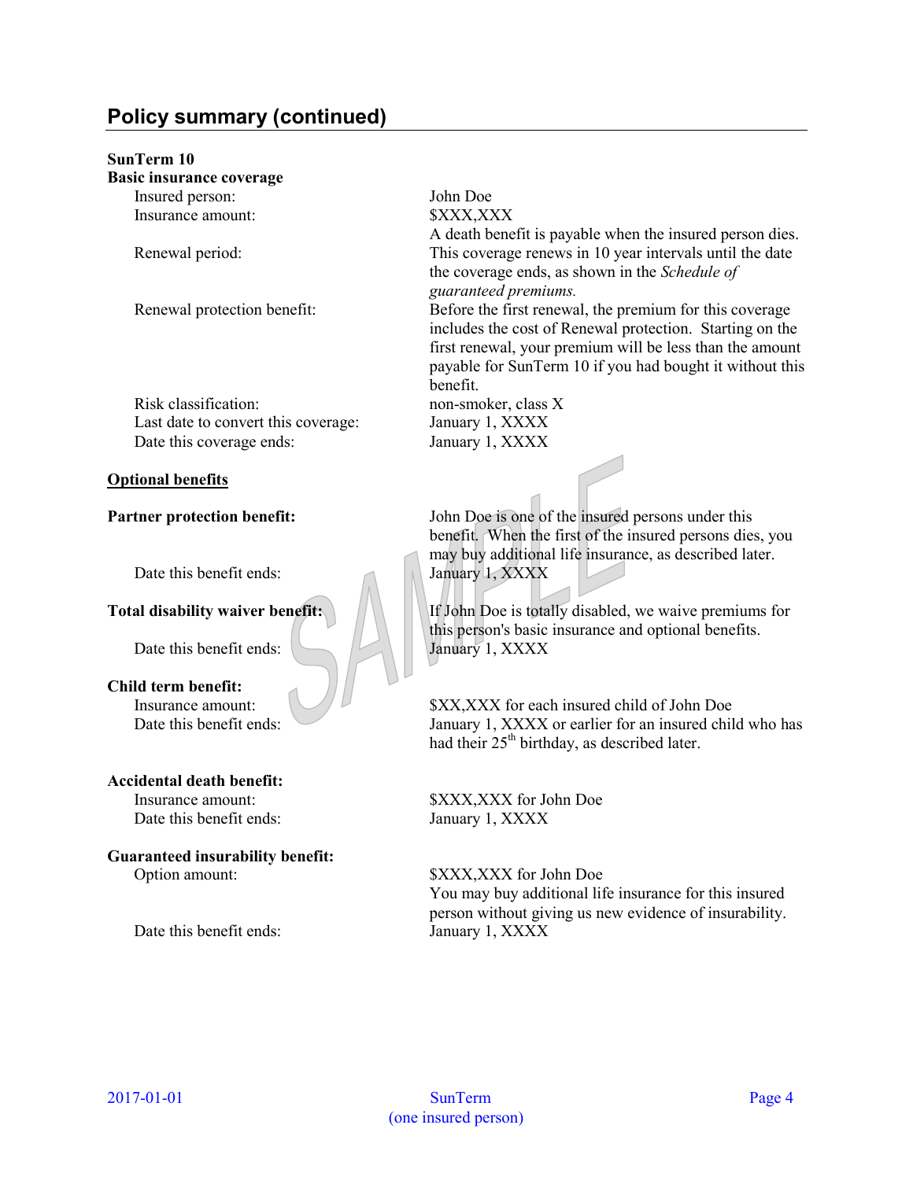## Policy summary (continued)

**SunTerm 10**
**Basic insurance coverage**

| | |
|---|---|
| Insured person: | John Doe |
| Insurance amount: | $XXX,XXX<br>A death benefit is payable when the insured person dies. |
| Renewal period: | This coverage renews in 10 year intervals until the date the coverage ends, as shown in the *Schedule of guaranteed premiums.* |
| Renewal protection benefit: | Before the first renewal, the premium for this coverage includes the cost of Renewal protection. Starting on the first renewal, your premium will be less than the amount payable for SunTerm 10 if you had bought it without this benefit. |
| Risk classification: | non-smoker, class X |
| Last date to convert this coverage: | January 1, XXXX |
| Date this coverage ends: | January 1, XXXX |

**Optional benefits**

**Partner protection benefit:**
John Doe is one of the insured persons under this benefit. When the first of the insured persons dies, you may buy additional life insurance, as described later.
Date this benefit ends: January 1, XXXX

**Total disability waiver benefit:**
If John Doe is totally disabled, we waive premiums for this person's basic insurance and optional benefits.
Date this benefit ends: January 1, XXXX

**Child term benefit:**
Insurance amount: $XX,XXX for each insured child of John Doe
Date this benefit ends: January 1, XXXX or earlier for an insured child who has had their 25th birthday, as described later.

**Accidental death benefit:**
Insurance amount: $XXX,XXX for John Doe
Date this benefit ends: January 1, XXXX

**Guaranteed insurability benefit:**
Option amount: $XXX,XXX for John Doe
You may buy additional life insurance for this insured person without giving us new evidence of insurability.
Date this benefit ends: January 1, XXXX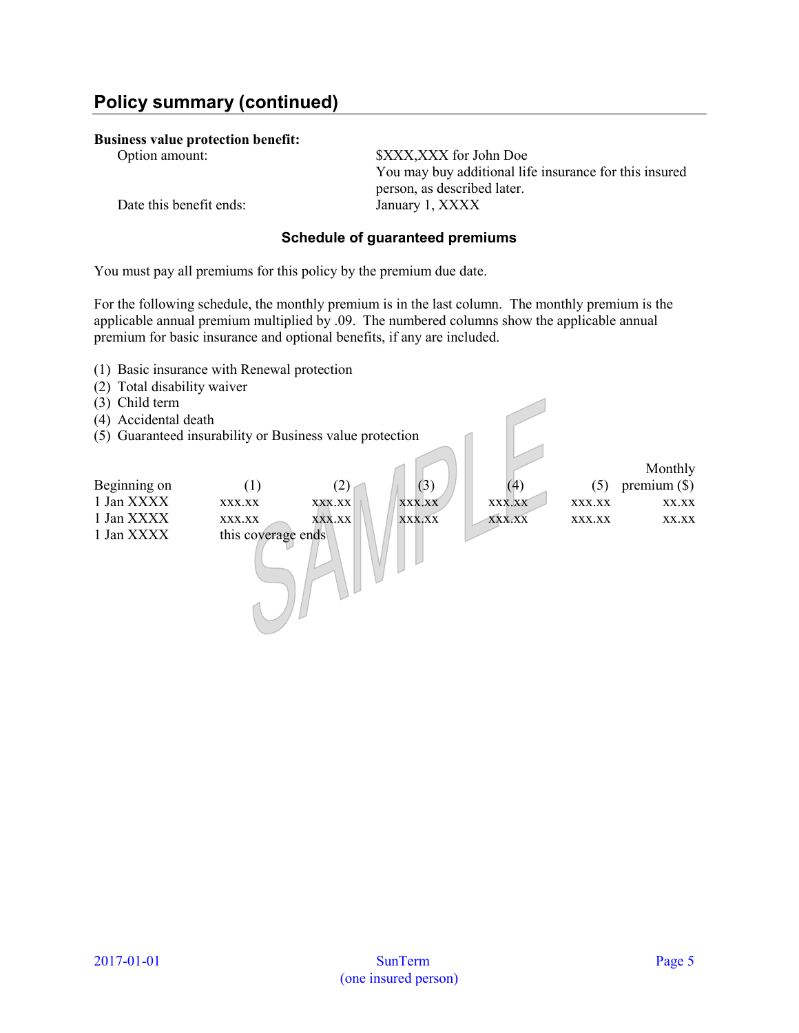## Policy summary (continued)

**Business value protection benefit:**

Option amount: $XXX,XXX for John Doe
You may buy additional life insurance for this insured person, as described later.

Date this benefit ends: January 1, XXXX

### Schedule of guaranteed premiums

You must pay all premiums for this policy by the premium due date.

For the following schedule, the monthly premium is in the last column. The monthly premium is the applicable annual premium multiplied by .09. The numbered columns show the applicable annual premium for basic insurance and optional benefits, if any are included.

(1) Basic insurance with Renewal protection
(2) Total disability waiver
(3) Child term
(4) Accidental death
(5) Guaranteed insurability or Business value protection

| Beginning on | (1) | (2) | (3) | (4) | (5) | Monthly premium ($) |
|---|---|---|---|---|---|---|
| 1 Jan XXXX | xxx.xx | xxx.xx | xxx.xx | xxx.xx | xxx.xx | xx.xx |
| 1 Jan XXXX | xxx.xx | xxx.xx | xxx.xx | xxx.xx | xxx.xx | xx.xx |
| 1 Jan XXXX | this coverage ends | | | | | |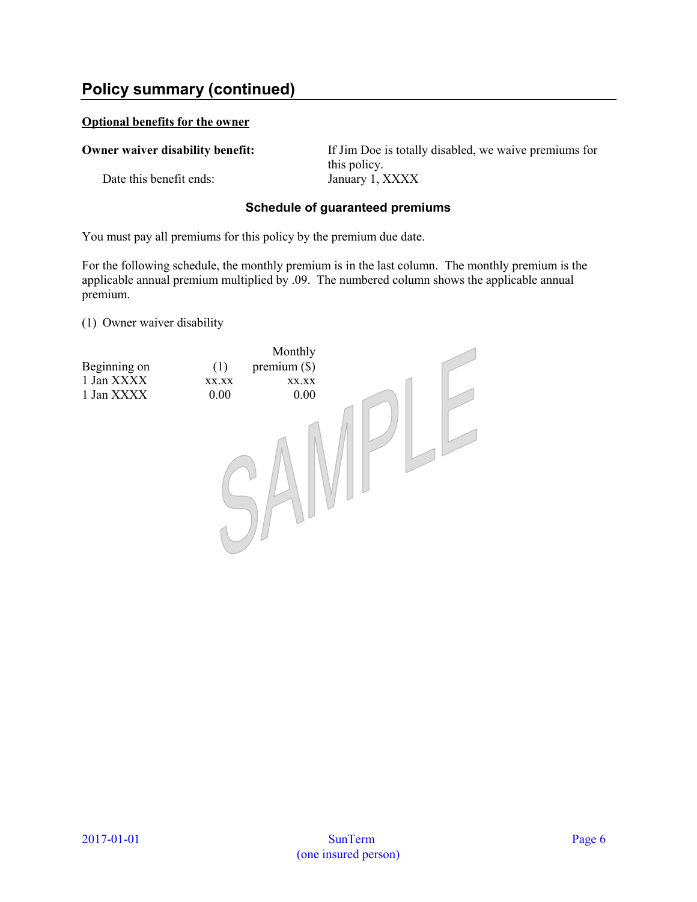## Policy summary (continued)

**Optional benefits for the owner**

**Owner waiver disability benefit:** If Jim Doe is totally disabled, we waive premiums for this policy.

Date this benefit ends: January 1, XXXX

### Schedule of guaranteed premiums

You must pay all premiums for this policy by the premium due date.

For the following schedule, the monthly premium is in the last column. The monthly premium is the applicable annual premium multiplied by .09. The numbered column shows the applicable annual premium.

(1) Owner waiver disability

| Beginning on | (1) | Monthly premium ($) |
|---|---|---|
| 1 Jan XXXX | xx.xx | xx.xx |
| 1 Jan XXXX | 0.00 | 0.00 |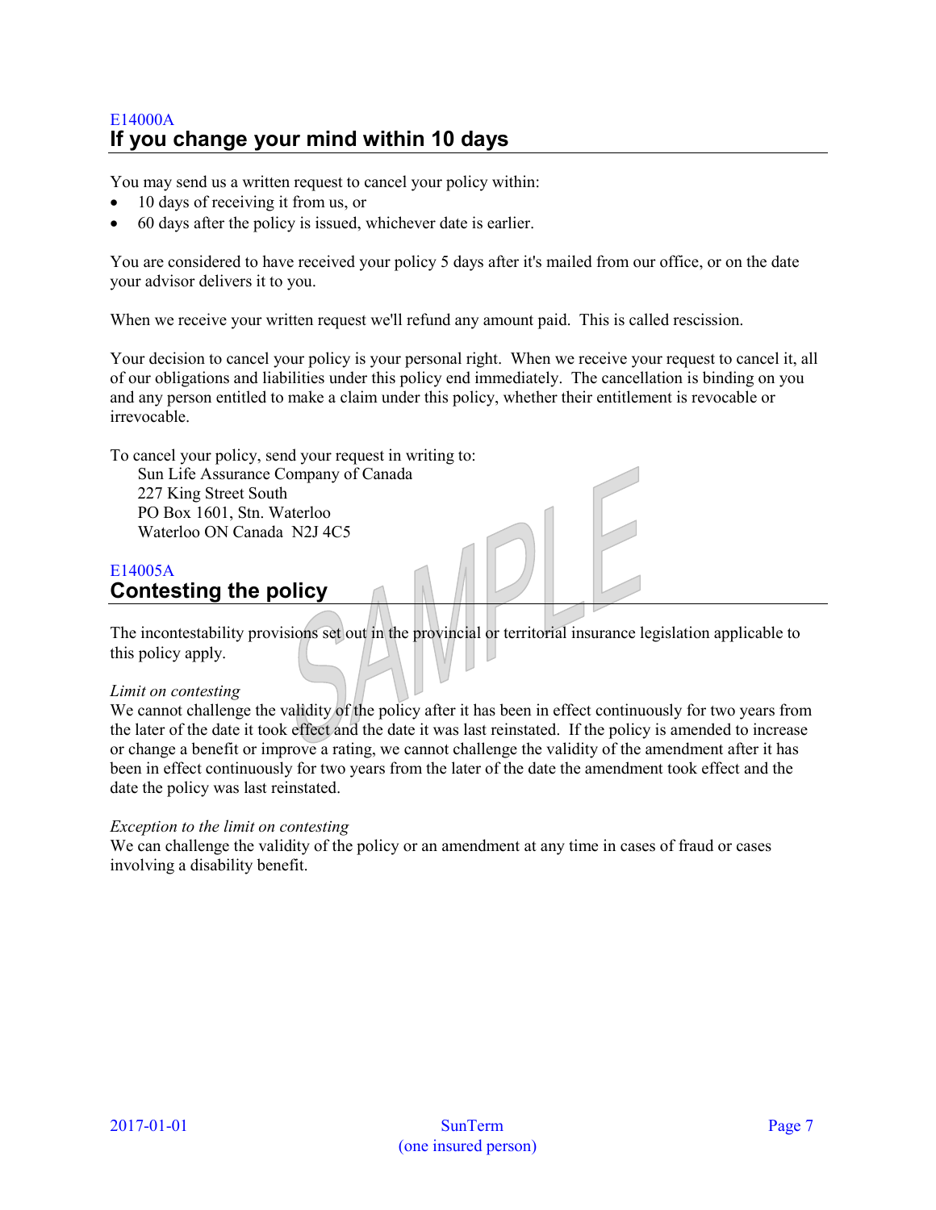E14000A

## If you change your mind within 10 days

You may send us a written request to cancel your policy within:

- 10 days of receiving it from us, or
- 60 days after the policy is issued, whichever date is earlier.

You are considered to have received your policy 5 days after it's mailed from our office, or on the date your advisor delivers it to you.

When we receive your written request we'll refund any amount paid. This is called rescission.

Your decision to cancel your policy is your personal right. When we receive your request to cancel it, all of our obligations and liabilities under this policy end immediately. The cancellation is binding on you and any person entitled to make a claim under this policy, whether their entitlement is revocable or irrevocable.

To cancel your policy, send your request in writing to:

Sun Life Assurance Company of Canada
227 King Street South
PO Box 1601, Stn. Waterloo
Waterloo ON Canada N2J 4C5

E14005A

## Contesting the policy

The incontestability provisions set out in the provincial or territorial insurance legislation applicable to this policy apply.

*Limit on contesting*
We cannot challenge the validity of the policy after it has been in effect continuously for two years from the later of the date it took effect and the date it was last reinstated. If the policy is amended to increase or change a benefit or improve a rating, we cannot challenge the validity of the amendment after it has been in effect continuously for two years from the later of the date the amendment took effect and the date the policy was last reinstated.

*Exception to the limit on contesting*
We can challenge the validity of the policy or an amendment at any time in cases of fraud or cases involving a disability benefit.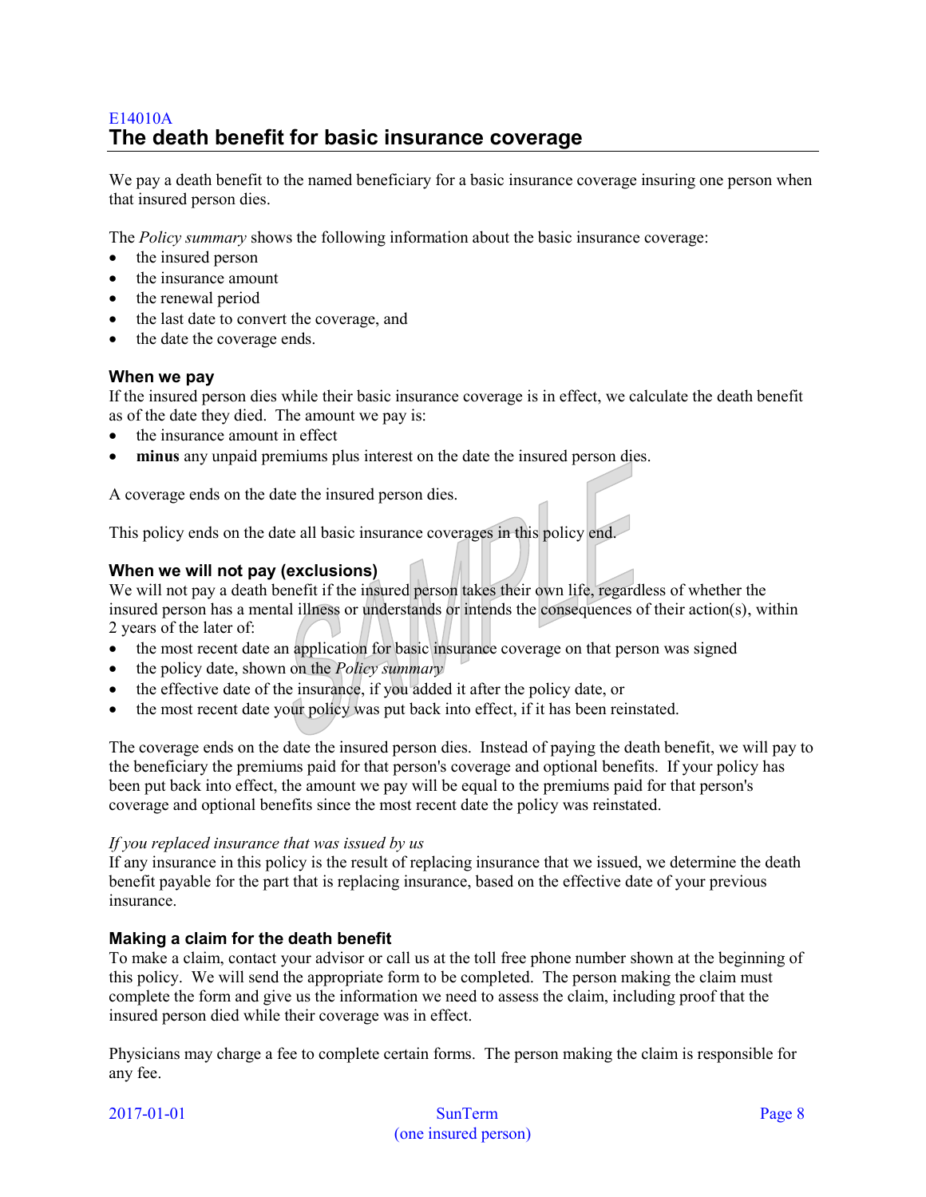E14010A

## The death benefit for basic insurance coverage

We pay a death benefit to the named beneficiary for a basic insurance coverage insuring one person when that insured person dies.

The *Policy summary* shows the following information about the basic insurance coverage:

- the insured person
- the insurance amount
- the renewal period
- the last date to convert the coverage, and
- the date the coverage ends.

### When we pay

If the insured person dies while their basic insurance coverage is in effect, we calculate the death benefit as of the date they died. The amount we pay is:

- the insurance amount in effect
- **minus** any unpaid premiums plus interest on the date the insured person dies.

A coverage ends on the date the insured person dies.

This policy ends on the date all basic insurance coverages in this policy end.

### When we will not pay (exclusions)

We will not pay a death benefit if the insured person takes their own life, regardless of whether the insured person has a mental illness or understands or intends the consequences of their action(s), within 2 years of the later of:

- the most recent date an application for basic insurance coverage on that person was signed
- the policy date, shown on the *Policy summary*
- the effective date of the insurance, if you added it after the policy date, or
- the most recent date your policy was put back into effect, if it has been reinstated.

The coverage ends on the date the insured person dies. Instead of paying the death benefit, we will pay to the beneficiary the premiums paid for that person's coverage and optional benefits. If your policy has been put back into effect, the amount we pay will be equal to the premiums paid for that person's coverage and optional benefits since the most recent date the policy was reinstated.

*If you replaced insurance that was issued by us*

If any insurance in this policy is the result of replacing insurance that we issued, we determine the death benefit payable for the part that is replacing insurance, based on the effective date of your previous insurance.

### Making a claim for the death benefit

To make a claim, contact your advisor or call us at the toll free phone number shown at the beginning of this policy. We will send the appropriate form to be completed. The person making the claim must complete the form and give us the information we need to assess the claim, including proof that the insured person died while their coverage was in effect.

Physicians may charge a fee to complete certain forms. The person making the claim is responsible for any fee.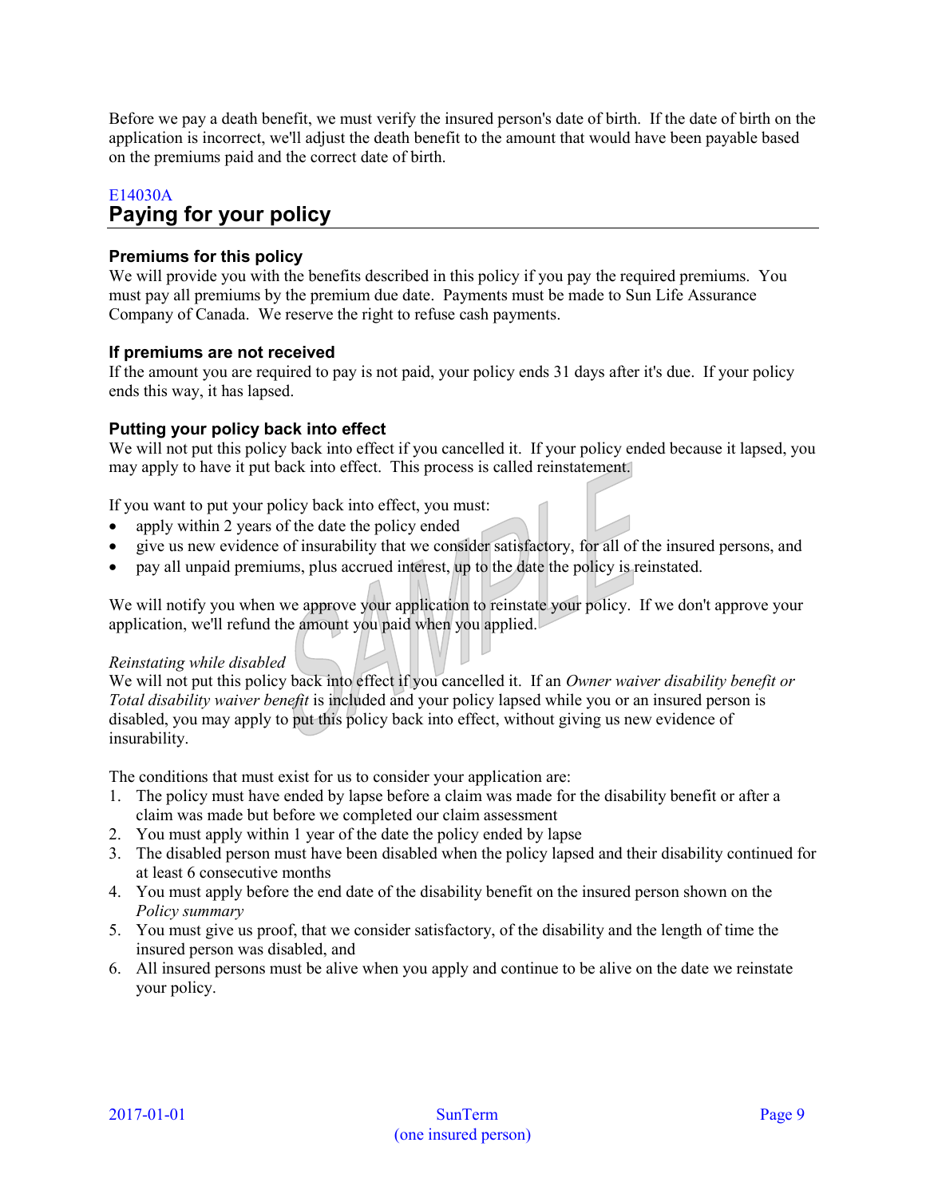Before we pay a death benefit, we must verify the insured person's date of birth. If the date of birth on the application is incorrect, we'll adjust the death benefit to the amount that would have been payable based on the premiums paid and the correct date of birth.

E14030A

## Paying for your policy

### Premiums for this policy

We will provide you with the benefits described in this policy if you pay the required premiums. You must pay all premiums by the premium due date. Payments must be made to Sun Life Assurance Company of Canada. We reserve the right to refuse cash payments.

### If premiums are not received

If the amount you are required to pay is not paid, your policy ends 31 days after it's due. If your policy ends this way, it has lapsed.

### Putting your policy back into effect

We will not put this policy back into effect if you cancelled it. If your policy ended because it lapsed, you may apply to have it put back into effect. This process is called reinstatement.

If you want to put your policy back into effect, you must:

- apply within 2 years of the date the policy ended
- give us new evidence of insurability that we consider satisfactory, for all of the insured persons, and
- pay all unpaid premiums, plus accrued interest, up to the date the policy is reinstated.

We will notify you when we approve your application to reinstate your policy. If we don't approve your application, we'll refund the amount you paid when you applied.

*Reinstating while disabled*

We will not put this policy back into effect if you cancelled it. If an *Owner waiver disability benefit or Total disability waiver benefit* is included and your policy lapsed while you or an insured person is disabled, you may apply to put this policy back into effect, without giving us new evidence of insurability.

The conditions that must exist for us to consider your application are:

1. The policy must have ended by lapse before a claim was made for the disability benefit or after a claim was made but before we completed our claim assessment
2. You must apply within 1 year of the date the policy ended by lapse
3. The disabled person must have been disabled when the policy lapsed and their disability continued for at least 6 consecutive months
4. You must apply before the end date of the disability benefit on the insured person shown on the *Policy summary*
5. You must give us proof, that we consider satisfactory, of the disability and the length of time the insured person was disabled, and
6. All insured persons must be alive when you apply and continue to be alive on the date we reinstate your policy.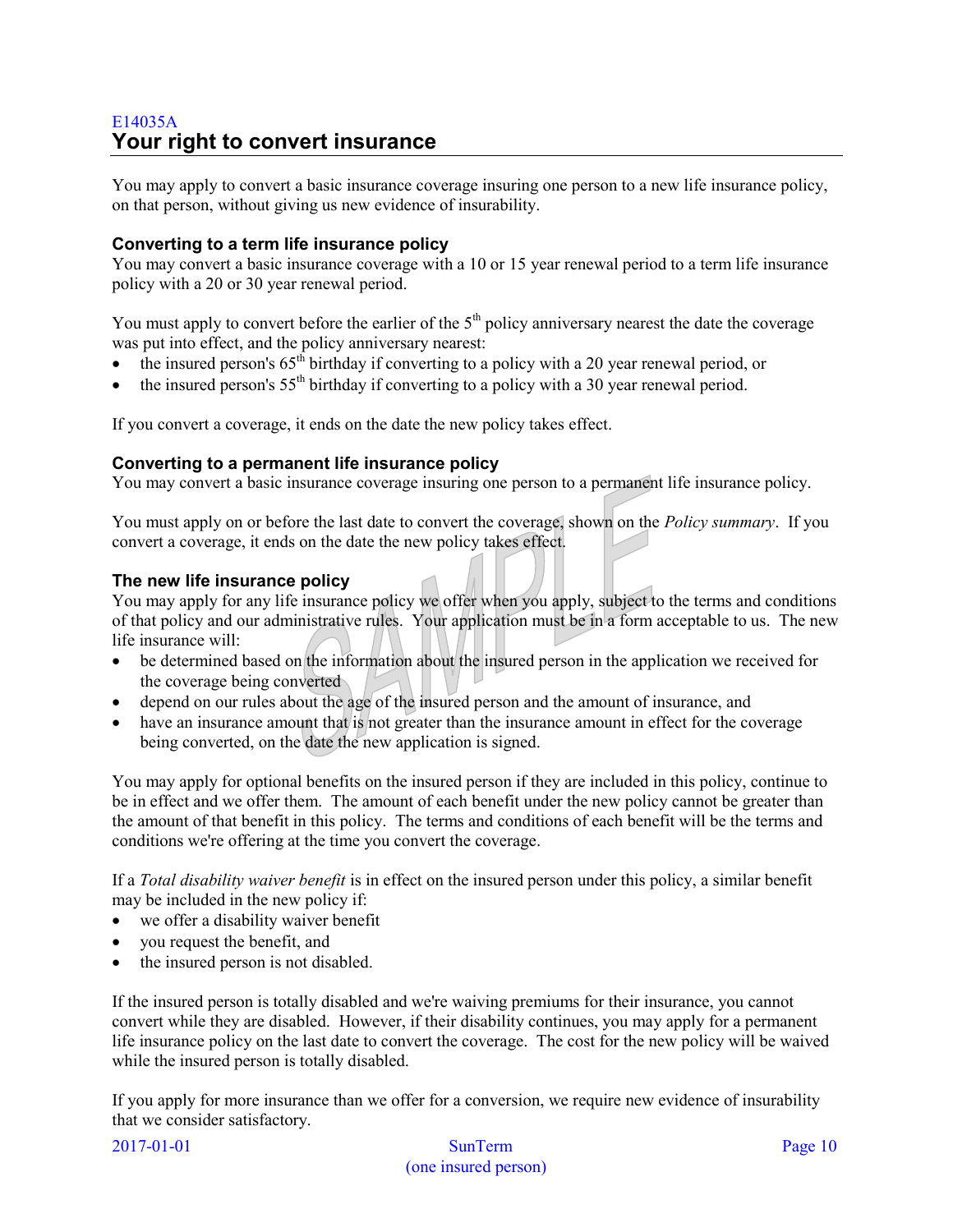E14035A

## Your right to convert insurance

You may apply to convert a basic insurance coverage insuring one person to a new life insurance policy, on that person, without giving us new evidence of insurability.

### Converting to a term life insurance policy

You may convert a basic insurance coverage with a 10 or 15 year renewal period to a term life insurance policy with a 20 or 30 year renewal period.

You must apply to convert before the earlier of the 5th policy anniversary nearest the date the coverage was put into effect, and the policy anniversary nearest:

- the insured person's 65th birthday if converting to a policy with a 20 year renewal period, or
- the insured person's 55th birthday if converting to a policy with a 30 year renewal period.

If you convert a coverage, it ends on the date the new policy takes effect.

### Converting to a permanent life insurance policy

You may convert a basic insurance coverage insuring one person to a permanent life insurance policy.

You must apply on or before the last date to convert the coverage, shown on the *Policy summary*. If you convert a coverage, it ends on the date the new policy takes effect.

### The new life insurance policy

You may apply for any life insurance policy we offer when you apply, subject to the terms and conditions of that policy and our administrative rules. Your application must be in a form acceptable to us. The new life insurance will:

- be determined based on the information about the insured person in the application we received for the coverage being converted
- depend on our rules about the age of the insured person and the amount of insurance, and
- have an insurance amount that is not greater than the insurance amount in effect for the coverage being converted, on the date the new application is signed.

You may apply for optional benefits on the insured person if they are included in this policy, continue to be in effect and we offer them. The amount of each benefit under the new policy cannot be greater than the amount of that benefit in this policy. The terms and conditions of each benefit will be the terms and conditions we're offering at the time you convert the coverage.

If a *Total disability waiver benefit* is in effect on the insured person under this policy, a similar benefit may be included in the new policy if:

- we offer a disability waiver benefit
- you request the benefit, and
- the insured person is not disabled.

If the insured person is totally disabled and we're waiving premiums for their insurance, you cannot convert while they are disabled. However, if their disability continues, you may apply for a permanent life insurance policy on the last date to convert the coverage. The cost for the new policy will be waived while the insured person is totally disabled.

If you apply for more insurance than we offer for a conversion, we require new evidence of insurability that we consider satisfactory.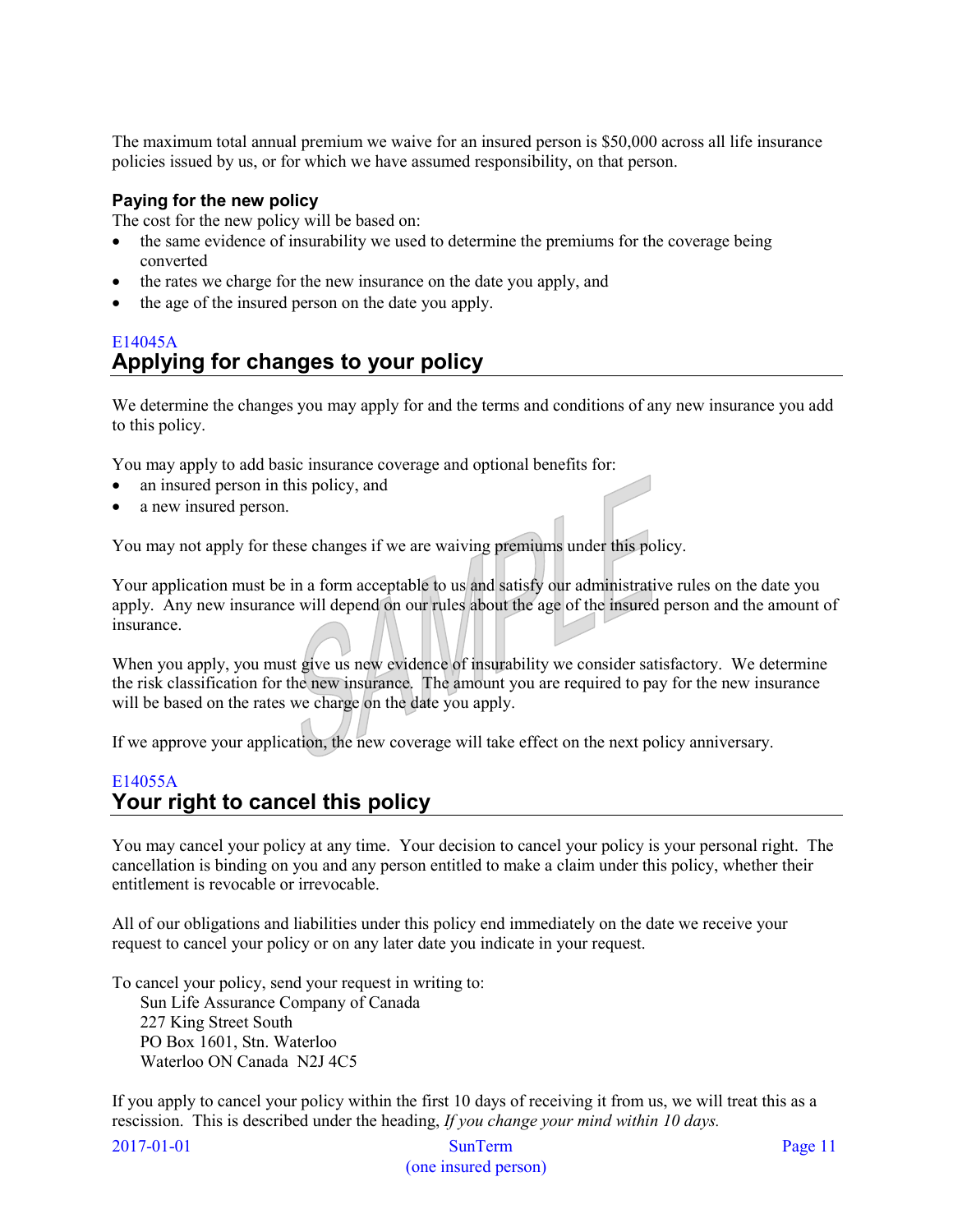The maximum total annual premium we waive for an insured person is $50,000 across all life insurance policies issued by us, or for which we have assumed responsibility, on that person.

### Paying for the new policy

The cost for the new policy will be based on:

- the same evidence of insurability we used to determine the premiums for the coverage being converted
- the rates we charge for the new insurance on the date you apply, and
- the age of the insured person on the date you apply.

E14045A

## Applying for changes to your policy

We determine the changes you may apply for and the terms and conditions of any new insurance you add to this policy.

You may apply to add basic insurance coverage and optional benefits for:

- an insured person in this policy, and
- a new insured person.

You may not apply for these changes if we are waiving premiums under this policy.

Your application must be in a form acceptable to us and satisfy our administrative rules on the date you apply. Any new insurance will depend on our rules about the age of the insured person and the amount of insurance.

When you apply, you must give us new evidence of insurability we consider satisfactory. We determine the risk classification for the new insurance. The amount you are required to pay for the new insurance will be based on the rates we charge on the date you apply.

If we approve your application, the new coverage will take effect on the next policy anniversary.

E14055A

## Your right to cancel this policy

You may cancel your policy at any time. Your decision to cancel your policy is your personal right. The cancellation is binding on you and any person entitled to make a claim under this policy, whether their entitlement is revocable or irrevocable.

All of our obligations and liabilities under this policy end immediately on the date we receive your request to cancel your policy or on any later date you indicate in your request.

To cancel your policy, send your request in writing to:

Sun Life Assurance Company of Canada
227 King Street South
PO Box 1601, Stn. Waterloo
Waterloo ON Canada N2J 4C5

If you apply to cancel your policy within the first 10 days of receiving it from us, we will treat this as a rescission. This is described under the heading, *If you change your mind within 10 days.*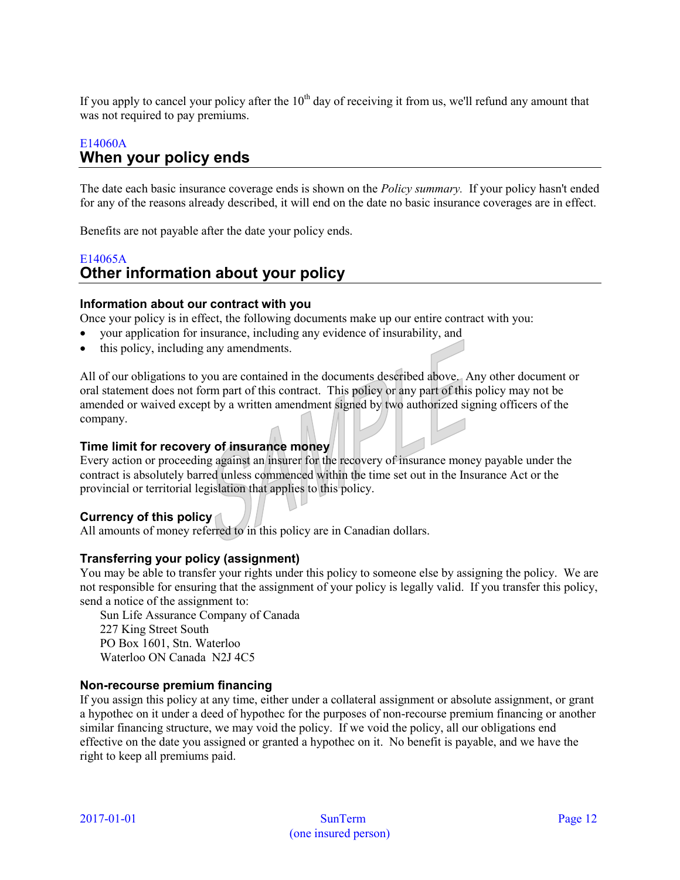If you apply to cancel your policy after the 10th day of receiving it from us, we'll refund any amount that was not required to pay premiums.

E14060A

## When your policy ends

The date each basic insurance coverage ends is shown on the *Policy summary.* If your policy hasn't ended for any of the reasons already described, it will end on the date no basic insurance coverages are in effect.

Benefits are not payable after the date your policy ends.

E14065A

## Other information about your policy

### Information about our contract with you

Once your policy is in effect, the following documents make up our entire contract with you:

- your application for insurance, including any evidence of insurability, and
- this policy, including any amendments.

All of our obligations to you are contained in the documents described above. Any other document or oral statement does not form part of this contract. This policy or any part of this policy may not be amended or waived except by a written amendment signed by two authorized signing officers of the company.

### Time limit for recovery of insurance money

Every action or proceeding against an insurer for the recovery of insurance money payable under the contract is absolutely barred unless commenced within the time set out in the Insurance Act or the provincial or territorial legislation that applies to this policy.

### Currency of this policy

All amounts of money referred to in this policy are in Canadian dollars.

### Transferring your policy (assignment)

You may be able to transfer your rights under this policy to someone else by assigning the policy. We are not responsible for ensuring that the assignment of your policy is legally valid. If you transfer this policy, send a notice of the assignment to:

Sun Life Assurance Company of Canada
227 King Street South
PO Box 1601, Stn. Waterloo
Waterloo ON Canada N2J 4C5

### Non-recourse premium financing

If you assign this policy at any time, either under a collateral assignment or absolute assignment, or grant a hypothec on it under a deed of hypothec for the purposes of non-recourse premium financing or another similar financing structure, we may void the policy. If we void the policy, all our obligations end effective on the date you assigned or granted a hypothec on it. No benefit is payable, and we have the right to keep all premiums paid.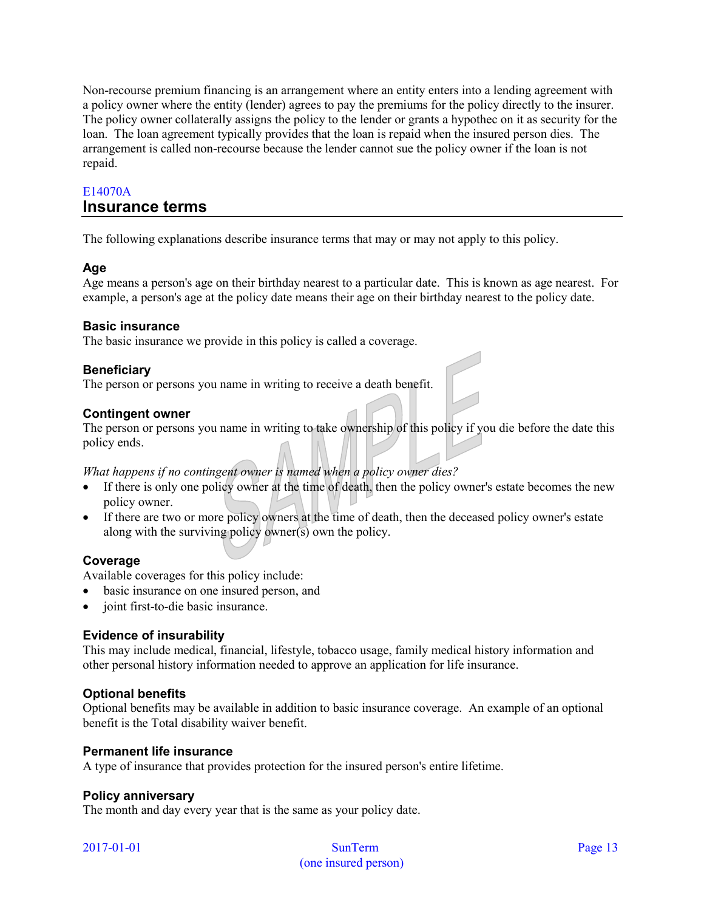Non-recourse premium financing is an arrangement where an entity enters into a lending agreement with a policy owner where the entity (lender) agrees to pay the premiums for the policy directly to the insurer. The policy owner collaterally assigns the policy to the lender or grants a hypothec on it as security for the loan. The loan agreement typically provides that the loan is repaid when the insured person dies. The arrangement is called non-recourse because the lender cannot sue the policy owner if the loan is not repaid.

E14070A

## Insurance terms

The following explanations describe insurance terms that may or may not apply to this policy.

### Age

Age means a person's age on their birthday nearest to a particular date. This is known as age nearest. For example, a person's age at the policy date means their age on their birthday nearest to the policy date.

### Basic insurance

The basic insurance we provide in this policy is called a coverage.

### Beneficiary

The person or persons you name in writing to receive a death benefit.

### Contingent owner

The person or persons you name in writing to take ownership of this policy if you die before the date this policy ends.

*What happens if no contingent owner is named when a policy owner dies?*

- If there is only one policy owner at the time of death, then the policy owner's estate becomes the new policy owner.
- If there are two or more policy owners at the time of death, then the deceased policy owner's estate along with the surviving policy owner(s) own the policy.

### Coverage

Available coverages for this policy include:

- basic insurance on one insured person, and
- joint first-to-die basic insurance.

### Evidence of insurability

This may include medical, financial, lifestyle, tobacco usage, family medical history information and other personal history information needed to approve an application for life insurance.

### Optional benefits

Optional benefits may be available in addition to basic insurance coverage. An example of an optional benefit is the Total disability waiver benefit.

### Permanent life insurance

A type of insurance that provides protection for the insured person's entire lifetime.

### Policy anniversary

The month and day every year that is the same as your policy date.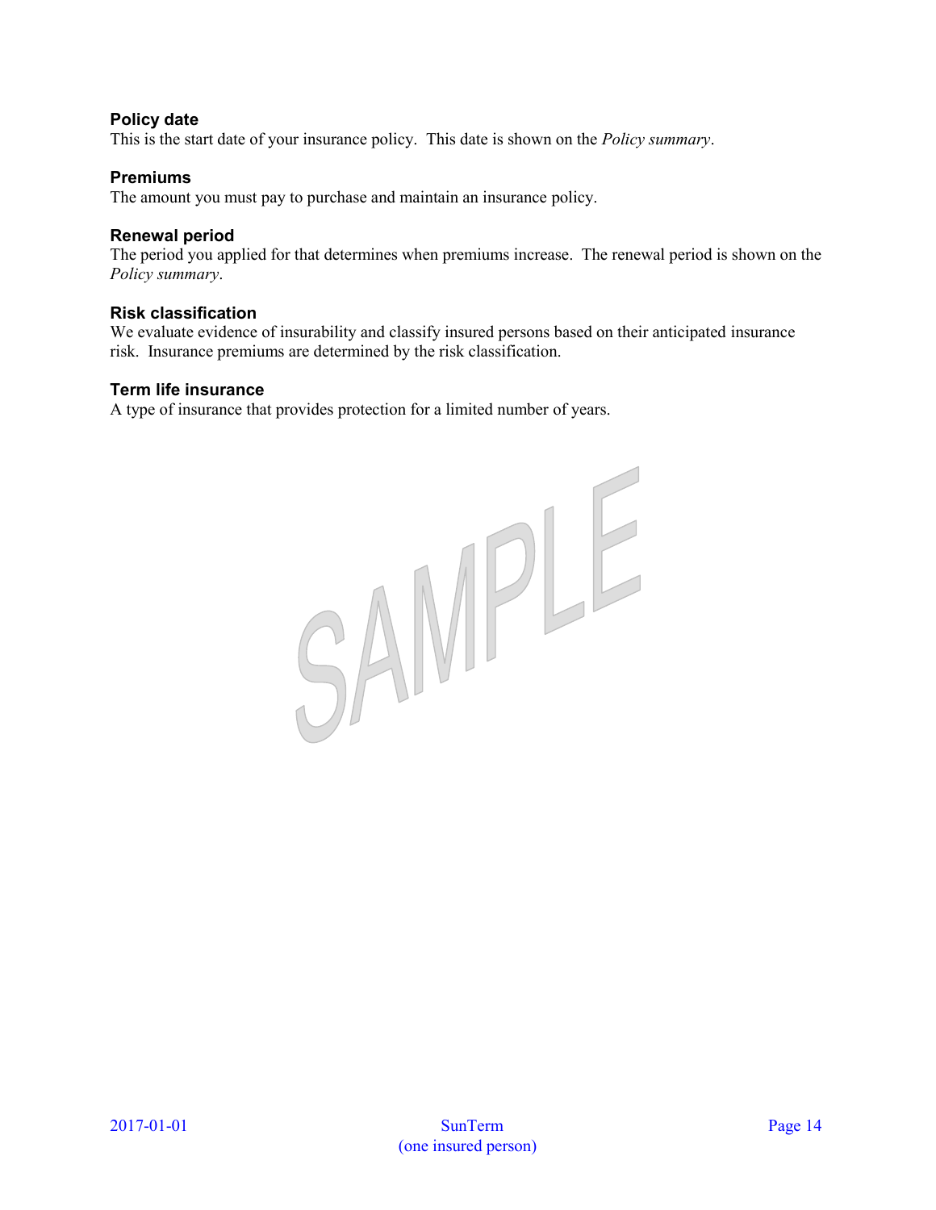**Policy date**
This is the start date of your insurance policy. This date is shown on the *Policy summary*.

**Premiums**
The amount you must pay to purchase and maintain an insurance policy.

**Renewal period**
The period you applied for that determines when premiums increase. The renewal period is shown on the *Policy summary*.

**Risk classification**
We evaluate evidence of insurability and classify insured persons based on their anticipated insurance risk. Insurance premiums are determined by the risk classification.

**Term life insurance**
A type of insurance that provides protection for a limited number of years.